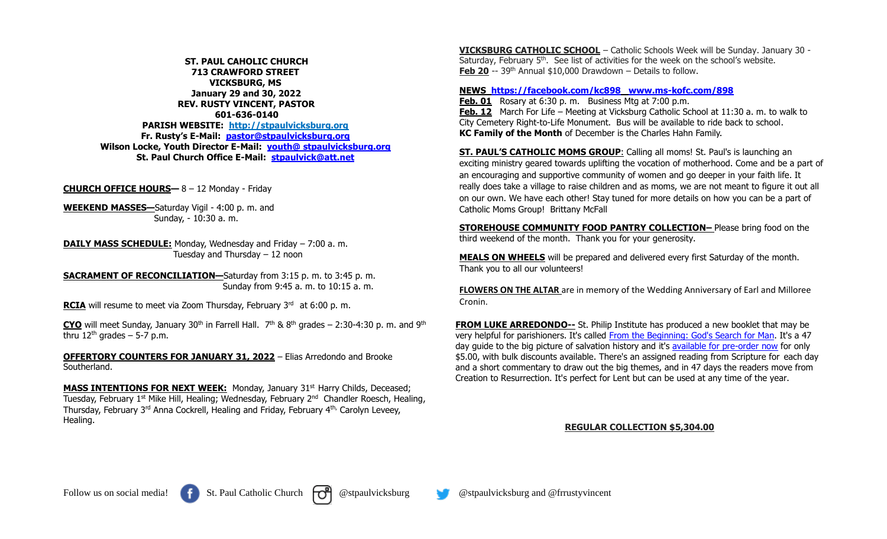**ST. PAUL CAHOLIC CHURCH**
**713 CRAWFORD STREET**
**VICKSBURG, MS**
**January 29 and 30, 2022**
**REV. RUSTY VINCENT, PASTOR**
**601-636-0140**
**PARISH WEBSITE: http://stpaulvicksburg.org**
**Fr. Rusty's E-Mail: pastor@stpaulvicksburg.org**
**Wilson Locke, Youth Director E-Mail: youth@ stpaulvicksburg.org**
**St. Paul Church Office E-Mail: stpaulvick@att.net**

**CHURCH OFFICE HOURS—** 8 – 12 Monday - Friday

**WEEKEND MASSES—**Saturday Vigil - 4:00 p. m. and
Sunday, - 10:30 a. m.

**DAILY MASS SCHEDULE:** Monday, Wednesday and Friday – 7:00 a. m.
Tuesday and Thursday – 12 noon

**SACRAMENT OF RECONCILIATION—**Saturday from 3:15 p. m. to 3:45 p. m.
Sunday from 9:45 a. m. to 10:15 a. m.

**RCIA** will resume to meet via Zoom Thursday, February 3rd at 6:00 p. m.

**CYO** will meet Sunday, January 30th in Farrell Hall. 7th & 8th grades – 2:30-4:30 p. m. and 9th thru 12th grades – 5-7 p.m.

**OFFERTORY COUNTERS FOR JANUARY 31, 2022** – Elias Arredondo and Brooke Southerland.

**MASS INTENTIONS FOR NEXT WEEK:** Monday, January 31st Harry Childs, Deceased; Tuesday, February 1st Mike Hill, Healing; Wednesday, February 2nd Chandler Roesch, Healing, Thursday, February 3rd Anna Cockrell, Healing and Friday, February 4th, Carolyn Leveey, Healing.

**VICKSBURG CATHOLIC SCHOOL** – Catholic Schools Week will be Sunday. January 30 - Saturday, February 5th. See list of activities for the week on the school's website.
**Feb 20** -- 39th Annual $10,000 Drawdown – Details to follow.

**NEWS https://facebook.com/kc898 www.ms-kofc.com/898**
**Feb. 01** Rosary at 6:30 p. m. Business Mtg at 7:00 p.m.
**Feb. 12** March For Life – Meeting at Vicksburg Catholic School at 11:30 a. m. to walk to City Cemetery Right-to-Life Monument. Bus will be available to ride back to school.
**KC Family of the Month** of December is the Charles Hahn Family.

**ST. PAUL'S CATHOLIC MOMS GROUP**: Calling all moms! St. Paul's is launching an exciting ministry geared towards uplifting the vocation of motherhood. Come and be a part of an encouraging and supportive community of women and go deeper in your faith life. It really does take a village to raise children and as moms, we are not meant to figure it out all on our own. We have each other! Stay tuned for more details on how you can be a part of Catholic Moms Group! Brittany McFall

**STOREHOUSE COMMUNITY FOOD PANTRY COLLECTION–** Please bring food on the third weekend of the month. Thank you for your generosity.

**MEALS ON WHEELS** will be prepared and delivered every first Saturday of the month. Thank you to all our volunteers!

**FLOWERS ON THE ALTAR** are in memory of the Wedding Anniversary of Earl and Milloree Cronin.

**FROM LUKE ARREDONDO--** St. Philip Institute has produced a new booklet that may be very helpful for parishioners. It's called From the Beginning: God's Search for Man. It's a 47 day guide to the big picture of salvation history and it's available for pre-order now for only $5.00, with bulk discounts available. There's an assigned reading from Scripture for each day and a short commentary to draw out the big themes, and in 47 days the readers move from Creation to Resurrection. It's perfect for Lent but can be used at any time of the year.

**REGULAR COLLECTION $5,304.00**

Follow us on social media! St. Paul Catholic Church @stpaulvicksburg @stpaulvicksburg and @frrustyvincent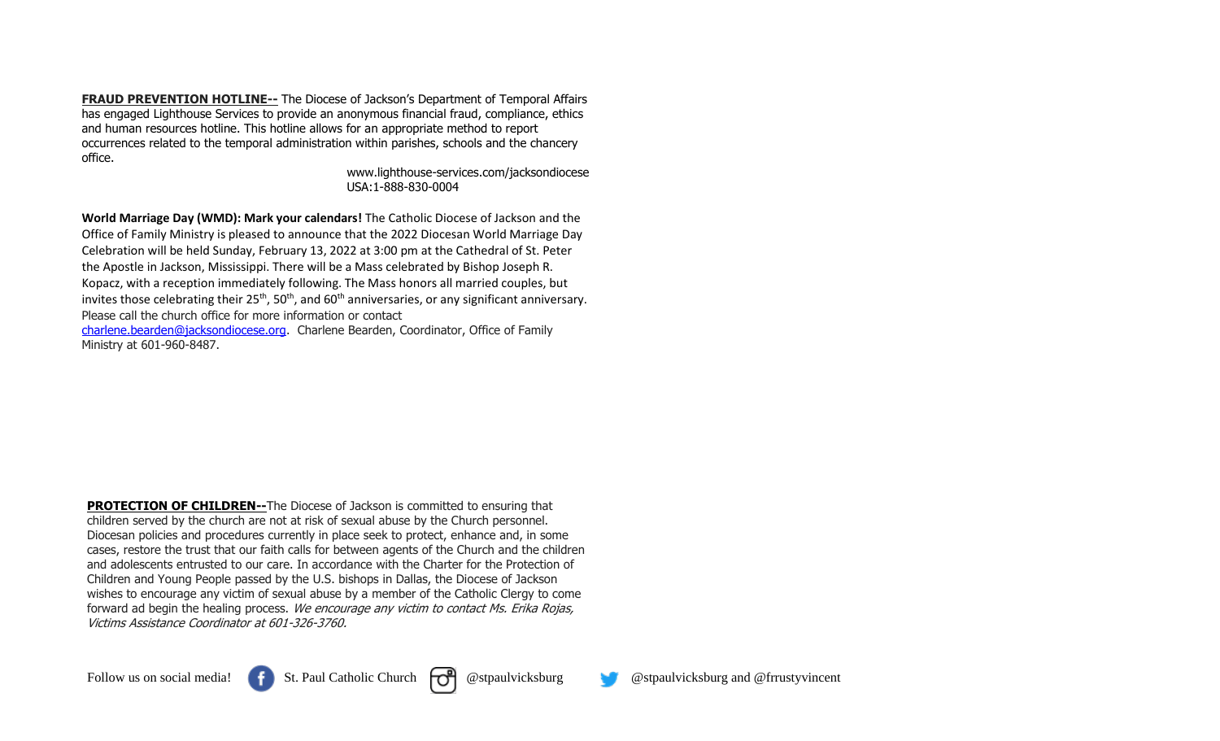**FRAUD PREVENTION HOTLINE--** The Diocese of Jackson's Department of Temporal Affairs has engaged Lighthouse Services to provide an anonymous financial fraud, compliance, ethics and human resources hotline. This hotline allows for an appropriate method to report occurrences related to the temporal administration within parishes, schools and the chancery office.

www.lighthouse-services.com/jacksondiocese
USA:1-888-830-0004

**World Marriage Day (WMD): Mark your calendars!** The Catholic Diocese of Jackson and the Office of Family Ministry is pleased to announce that the 2022 Diocesan World Marriage Day Celebration will be held Sunday, February 13, 2022 at 3:00 pm at the Cathedral of St. Peter the Apostle in Jackson, Mississippi. There will be a Mass celebrated by Bishop Joseph R. Kopacz, with a reception immediately following. The Mass honors all married couples, but invites those celebrating their 25th, 50th, and 60th anniversaries, or any significant anniversary. Please call the church office for more information or contact charlene.bearden@jacksondiocese.org. Charlene Bearden, Coordinator, Office of Family Ministry at 601-960-8487.

**PROTECTION OF CHILDREN--**The Diocese of Jackson is committed to ensuring that children served by the church are not at risk of sexual abuse by the Church personnel. Diocesan policies and procedures currently in place seek to protect, enhance and, in some cases, restore the trust that our faith calls for between agents of the Church and the children and adolescents entrusted to our care. In accordance with the Charter for the Protection of Children and Young People passed by the U.S. bishops in Dallas, the Diocese of Jackson wishes to encourage any victim of sexual abuse by a member of the Catholic Clergy to come forward ad begin the healing process. *We encourage any victim to contact Ms. Erika Rojas, Victims Assistance Coordinator at 601-326-3760.*

Follow us on social media! St. Paul Catholic Church @stpaulvicksburg @stpaulvicksburg and @frrustyvincent